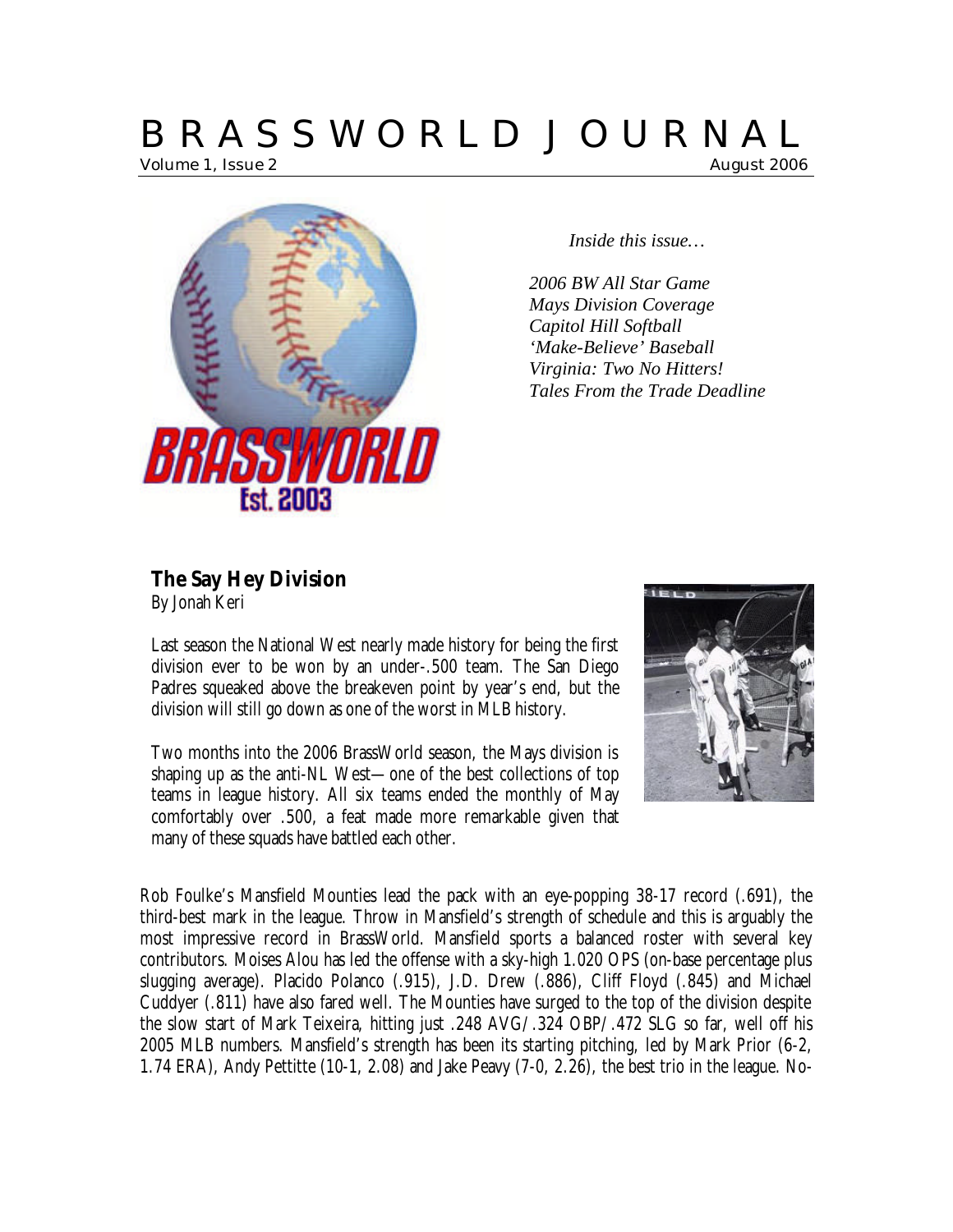# BRASSWORLD JOURNAL

Volume 1, Issue 2 — August 2006

*Inside this issue…*

*2006 BW All Star Game*
*Mays Division Coverage*
*Capitol Hill Softball*
*'Make-Believe' Baseball*
*Virginia: Two No Hitters!*
*Tales From the Trade Deadline*

## The Say Hey Division

By Jonah Keri

Last season the National West nearly made history for being the first division ever to be won by an under-.500 team. The San Diego Padres squeaked above the breakeven point by year's end, but the division will still go down as one of the worst in MLB history.

Two months into the 2006 BrassWorld season, the Mays division is shaping up as the anti-NL West—one of the best collections of top teams in league history. All six teams ended the monthly of May comfortably over .500, a feat made more remarkable given that many of these squads have battled each other.

Rob Foulke's Mansfield Mounties lead the pack with an eye-popping 38-17 record (.691), the third-best mark in the league. Throw in Mansfield's strength of schedule and this is arguably the most impressive record in BrassWorld. Mansfield sports a balanced roster with several key contributors. Moises Alou has led the offense with a sky-high 1.020 OPS (on-base percentage plus slugging average). Placido Polanco (.915), J.D. Drew (.886), Cliff Floyd (.845) and Michael Cuddyer (.811) have also fared well. The Mounties have surged to the top of the division despite the slow start of Mark Teixeira, hitting just .248 AVG/.324 OBP/.472 SLG so far, well off his 2005 MLB numbers. Mansfield's strength has been its starting pitching, led by Mark Prior (6-2, 1.74 ERA), Andy Pettitte (10-1, 2.08) and Jake Peavy (7-0, 2.26), the best trio in the league. No-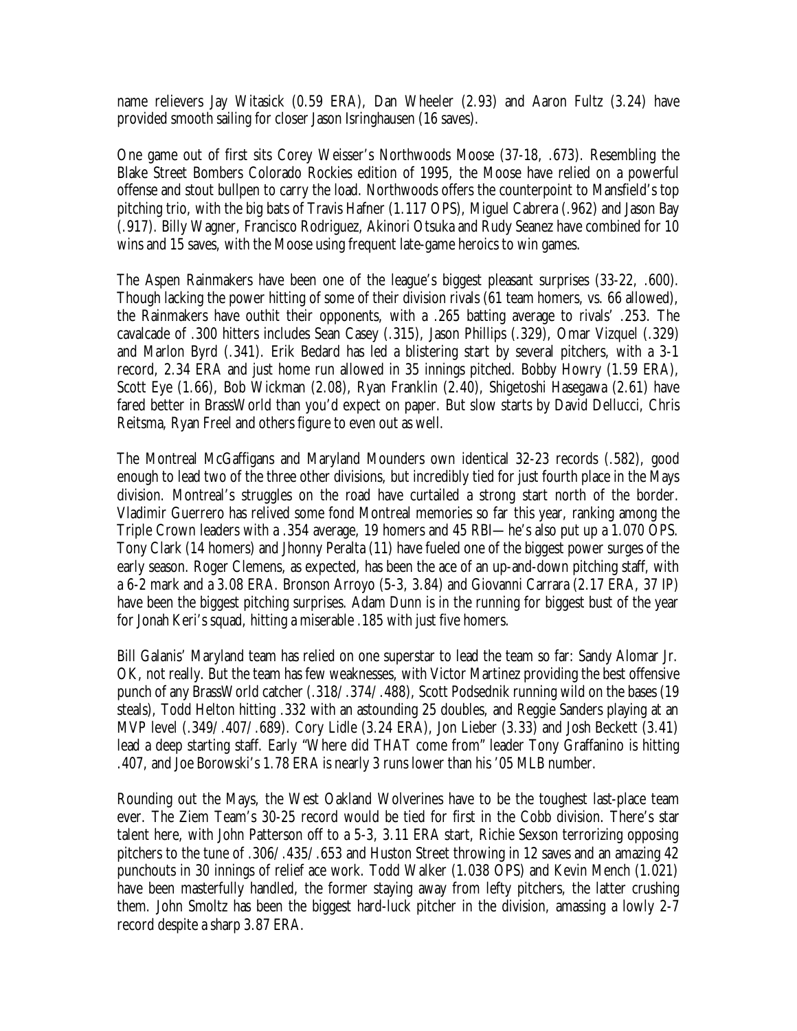name relievers Jay Witasick (0.59 ERA), Dan Wheeler (2.93) and Aaron Fultz (3.24) have provided smooth sailing for closer Jason Isringhausen (16 saves).

One game out of first sits Corey Weisser's Northwoods Moose (37-18, .673). Resembling the Blake Street Bombers Colorado Rockies edition of 1995, the Moose have relied on a powerful offense and stout bullpen to carry the load. Northwoods offers the counterpoint to Mansfield's top pitching trio, with the big bats of Travis Hafner (1.117 OPS), Miguel Cabrera (.962) and Jason Bay (.917). Billy Wagner, Francisco Rodriguez, Akinori Otsuka and Rudy Seanez have combined for 10 wins and 15 saves, with the Moose using frequent late-game heroics to win games.

The Aspen Rainmakers have been one of the league's biggest pleasant surprises (33-22, .600). Though lacking the power hitting of some of their division rivals (61 team homers, vs. 66 allowed), the Rainmakers have outhit their opponents, with a .265 batting average to rivals' .253. The cavalcade of .300 hitters includes Sean Casey (.315), Jason Phillips (.329), Omar Vizquel (.329) and Marlon Byrd (.341). Erik Bedard has led a blistering start by several pitchers, with a 3-1 record, 2.34 ERA and just home run allowed in 35 innings pitched. Bobby Howry (1.59 ERA), Scott Eye (1.66), Bob Wickman (2.08), Ryan Franklin (2.40), Shigetoshi Hasegawa (2.61) have fared better in BrassWorld than you'd expect on paper. But slow starts by David Dellucci, Chris Reitsma, Ryan Freel and others figure to even out as well.

The Montreal McGaffigans and Maryland Mounders own identical 32-23 records (.582), good enough to lead two of the three other divisions, but incredibly tied for just fourth place in the Mays division. Montreal's struggles on the road have curtailed a strong start north of the border. Vladimir Guerrero has relived some fond Montreal memories so far this year, ranking among the Triple Crown leaders with a .354 average, 19 homers and 45 RBI—he's also put up a 1.070 OPS. Tony Clark (14 homers) and Jhonny Peralta (11) have fueled one of the biggest power surges of the early season. Roger Clemens, as expected, has been the ace of an up-and-down pitching staff, with a 6-2 mark and a 3.08 ERA. Bronson Arroyo (5-3, 3.84) and Giovanni Carrara (2.17 ERA, 37 IP) have been the biggest pitching surprises. Adam Dunn is in the running for biggest bust of the year for Jonah Keri's squad, hitting a miserable .185 with just five homers.

Bill Galanis' Maryland team has relied on one superstar to lead the team so far: Sandy Alomar Jr. OK, not really. But the team has few weaknesses, with Victor Martinez providing the best offensive punch of any BrassWorld catcher (.318/.374/.488), Scott Podsednik running wild on the bases (19 steals), Todd Helton hitting .332 with an astounding 25 doubles, and Reggie Sanders playing at an MVP level (.349/.407/.689). Cory Lidle (3.24 ERA), Jon Lieber (3.33) and Josh Beckett (3.41) lead a deep starting staff. Early "Where did THAT come from" leader Tony Graffanino is hitting .407, and Joe Borowski's 1.78 ERA is nearly 3 runs lower than his '05 MLB number.

Rounding out the Mays, the West Oakland Wolverines have to be the toughest last-place team ever. The Ziem Team's 30-25 record would be tied for first in the Cobb division. There's star talent here, with John Patterson off to a 5-3, 3.11 ERA start, Richie Sexson terrorizing opposing pitchers to the tune of .306/.435/.653 and Huston Street throwing in 12 saves and an amazing 42 punchouts in 30 innings of relief ace work. Todd Walker (1.038 OPS) and Kevin Mench (1.021) have been masterfully handled, the former staying away from lefty pitchers, the latter crushing them. John Smoltz has been the biggest hard-luck pitcher in the division, amassing a lowly 2-7 record despite a sharp 3.87 ERA.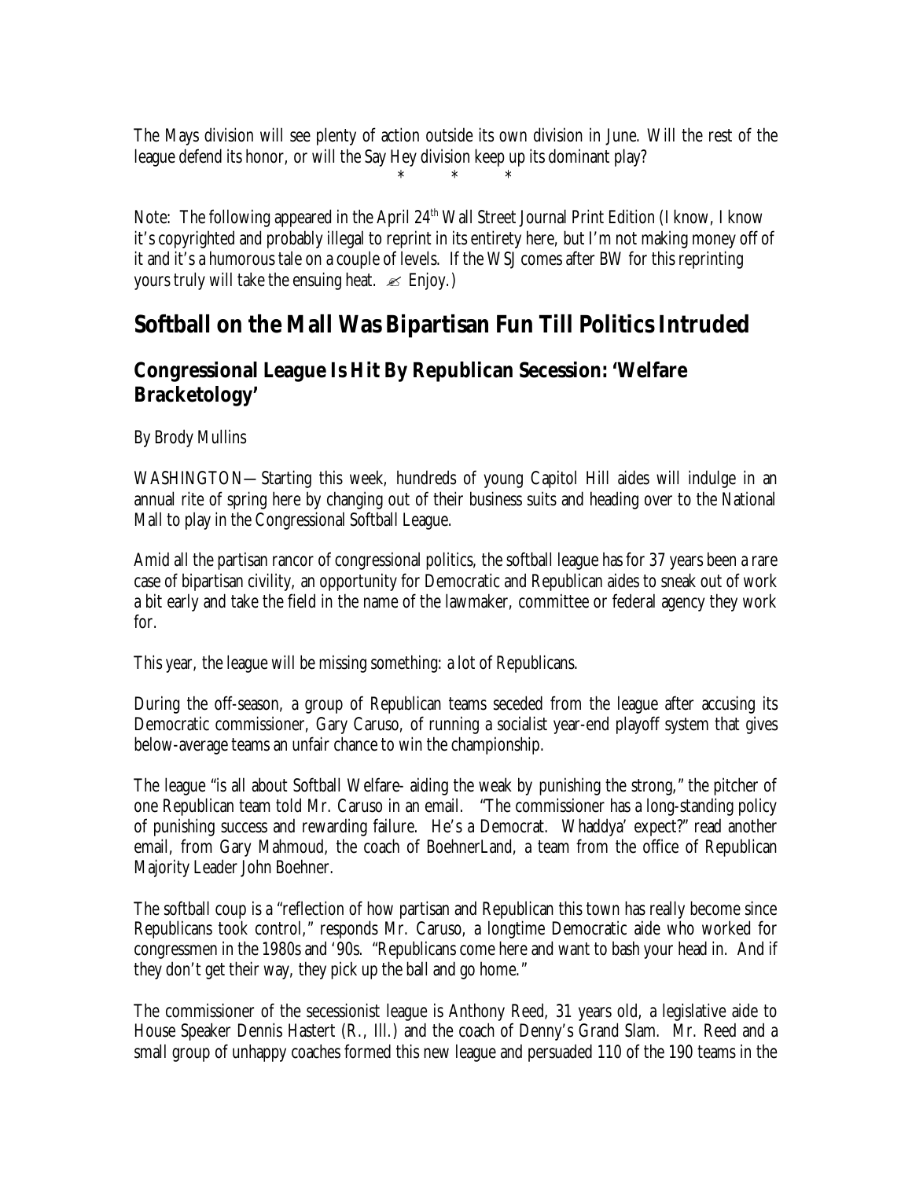The Mays division will see plenty of action outside its own division in June. Will the rest of the league defend its honor, or will the Say Hey division keep up its dominant play?

\* \* \*

Note: The following appeared in the April 24th Wall Street Journal Print Edition (I know, I know it's copyrighted and probably illegal to reprint in its entirety here, but I'm not making money off of it and it's a humorous tale on a couple of levels. If the WSJ comes after BW for this reprinting yours truly will take the ensuing heat. ✍ Enjoy.)

## Softball on the Mall Was Bipartisan Fun Till Politics Intruded

### Congressional League Is Hit By Republican Secession: 'Welfare Bracketology'

By Brody Mullins

WASHINGTON—Starting this week, hundreds of young Capitol Hill aides will indulge in an annual rite of spring here by changing out of their business suits and heading over to the National Mall to play in the Congressional Softball League.

Amid all the partisan rancor of congressional politics, the softball league has for 37 years been a rare case of bipartisan civility, an opportunity for Democratic and Republican aides to sneak out of work a bit early and take the field in the name of the lawmaker, committee or federal agency they work for.

This year, the league will be missing something: a lot of Republicans.

During the off-season, a group of Republican teams seceded from the league after accusing its Democratic commissioner, Gary Caruso, of running a socialist year-end playoff system that gives below-average teams an unfair chance to win the championship.

The league "is all about Softball Welfare- aiding the weak by punishing the strong," the pitcher of one Republican team told Mr. Caruso in an email. "The commissioner has a long-standing policy of punishing success and rewarding failure. He's a Democrat. Whaddya' expect?" read another email, from Gary Mahmoud, the coach of BoehnerLand, a team from the office of Republican Majority Leader John Boehner.

The softball coup is a "reflection of how partisan and Republican this town has really become since Republicans took control," responds Mr. Caruso, a longtime Democratic aide who worked for congressmen in the 1980s and '90s. "Republicans come here and want to bash your head in. And if they don't get their way, they pick up the ball and go home."

The commissioner of the secessionist league is Anthony Reed, 31 years old, a legislative aide to House Speaker Dennis Hastert (R., Ill.) and the coach of Denny's Grand Slam. Mr. Reed and a small group of unhappy coaches formed this new league and persuaded 110 of the 190 teams in the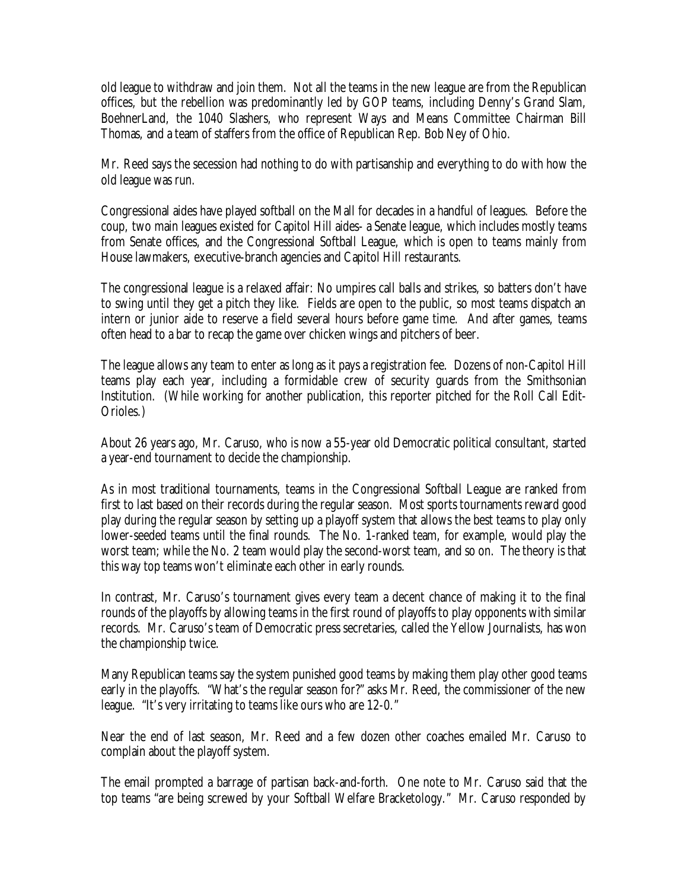old league to withdraw and join them. Not all the teams in the new league are from the Republican offices, but the rebellion was predominantly led by GOP teams, including Denny's Grand Slam, BoehnerLand, the 1040 Slashers, who represent Ways and Means Committee Chairman Bill Thomas, and a team of staffers from the office of Republican Rep. Bob Ney of Ohio.

Mr. Reed says the secession had nothing to do with partisanship and everything to do with how the old league was run.

Congressional aides have played softball on the Mall for decades in a handful of leagues. Before the coup, two main leagues existed for Capitol Hill aides- a Senate league, which includes mostly teams from Senate offices, and the Congressional Softball League, which is open to teams mainly from House lawmakers, executive-branch agencies and Capitol Hill restaurants.

The congressional league is a relaxed affair: No umpires call balls and strikes, so batters don't have to swing until they get a pitch they like. Fields are open to the public, so most teams dispatch an intern or junior aide to reserve a field several hours before game time. And after games, teams often head to a bar to recap the game over chicken wings and pitchers of beer.

The league allows any team to enter as long as it pays a registration fee. Dozens of non-Capitol Hill teams play each year, including a formidable crew of security guards from the Smithsonian Institution. (While working for another publication, this reporter pitched for the Roll Call Edit-Orioles.)

About 26 years ago, Mr. Caruso, who is now a 55-year old Democratic political consultant, started a year-end tournament to decide the championship.

As in most traditional tournaments, teams in the Congressional Softball League are ranked from first to last based on their records during the regular season. Most sports tournaments reward good play during the regular season by setting up a playoff system that allows the best teams to play only lower-seeded teams until the final rounds. The No. 1-ranked team, for example, would play the worst team; while the No. 2 team would play the second-worst team, and so on. The theory is that this way top teams won't eliminate each other in early rounds.

In contrast, Mr. Caruso's tournament gives every team a decent chance of making it to the final rounds of the playoffs by allowing teams in the first round of playoffs to play opponents with similar records. Mr. Caruso's team of Democratic press secretaries, called the Yellow Journalists, has won the championship twice.

Many Republican teams say the system punished good teams by making them play other good teams early in the playoffs. "What's the regular season for?" asks Mr. Reed, the commissioner of the new league. "It's very irritating to teams like ours who are 12-0."

Near the end of last season, Mr. Reed and a few dozen other coaches emailed Mr. Caruso to complain about the playoff system.

The email prompted a barrage of partisan back-and-forth. One note to Mr. Caruso said that the top teams "are being screwed by your Softball Welfare Bracketology." Mr. Caruso responded by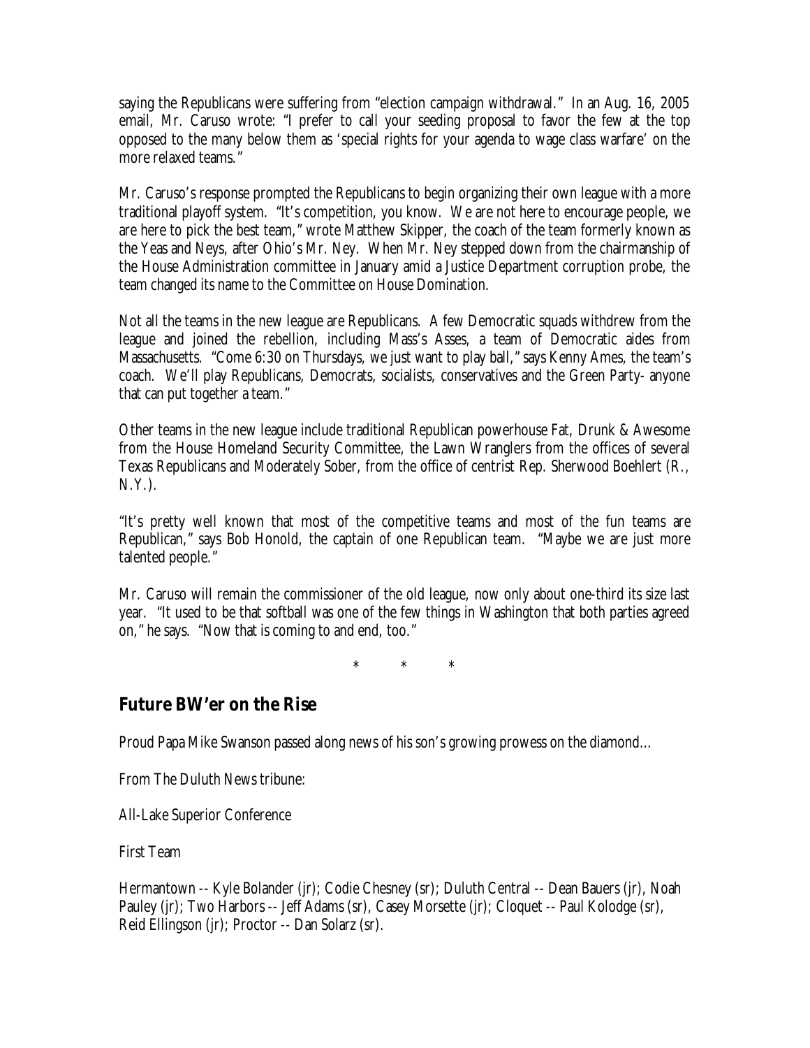saying the Republicans were suffering from "election campaign withdrawal." In an Aug. 16, 2005 email, Mr. Caruso wrote: "I prefer to call your seeding proposal to favor the few at the top opposed to the many below them as 'special rights for your agenda to wage class warfare' on the more relaxed teams."

Mr. Caruso's response prompted the Republicans to begin organizing their own league with a more traditional playoff system. "It's competition, you know. We are not here to encourage people, we are here to pick the best team," wrote Matthew Skipper, the coach of the team formerly known as the Yeas and Neys, after Ohio's Mr. Ney. When Mr. Ney stepped down from the chairmanship of the House Administration committee in January amid a Justice Department corruption probe, the team changed its name to the Committee on House Domination.

Not all the teams in the new league are Republicans. A few Democratic squads withdrew from the league and joined the rebellion, including Mass's Asses, a team of Democratic aides from Massachusetts. "Come 6:30 on Thursdays, we just want to play ball," says Kenny Ames, the team's coach. We'll play Republicans, Democrats, socialists, conservatives and the Green Party- anyone that can put together a team."

Other teams in the new league include traditional Republican powerhouse Fat, Drunk & Awesome from the House Homeland Security Committee, the Lawn Wranglers from the offices of several Texas Republicans and Moderately Sober, from the office of centrist Rep. Sherwood Boehlert (R., N.Y.).

"It's pretty well known that most of the competitive teams and most of the fun teams are Republican," says Bob Honold, the captain of one Republican team. "Maybe we are just more talented people."

Mr. Caruso will remain the commissioner of the old league, now only about one-third its size last year. "It used to be that softball was one of the few things in Washington that both parties agreed on," he says. "Now that is coming to and end, too."

\* \* \*

## Future BW'er on the Rise

Proud Papa Mike Swanson passed along news of his son's growing prowess on the diamond…

From The Duluth News tribune:

All-Lake Superior Conference

First Team

Hermantown -- Kyle Bolander (jr); Codie Chesney (sr); Duluth Central -- Dean Bauers (jr), Noah Pauley (jr); Two Harbors -- Jeff Adams (sr), Casey Morsette (jr); Cloquet -- Paul Kolodge (sr), Reid Ellingson (jr); Proctor -- Dan Solarz (sr).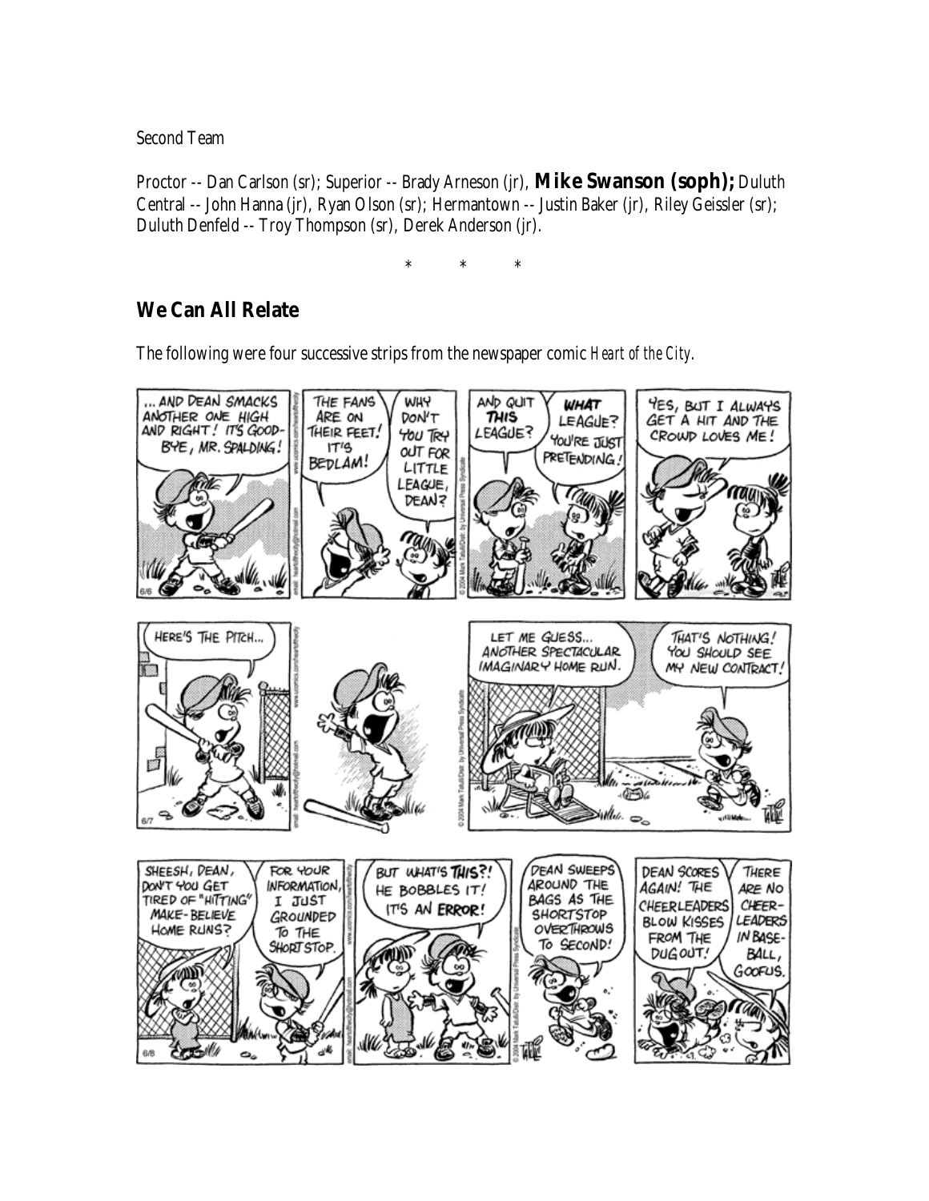Second Team

Proctor -- Dan Carlson (sr); Superior -- Brady Arneson (jr), **Mike Swanson (soph);** Duluth Central -- John Hanna (jr), Ryan Olson (sr); Hermantown -- Justin Baker (jr), Riley Geissler (sr); Duluth Denfeld -- Troy Thompson (sr), Derek Anderson (jr).

\* \* \*

## We Can All Relate

The following were four successive strips from the newspaper comic *Heart of the City*.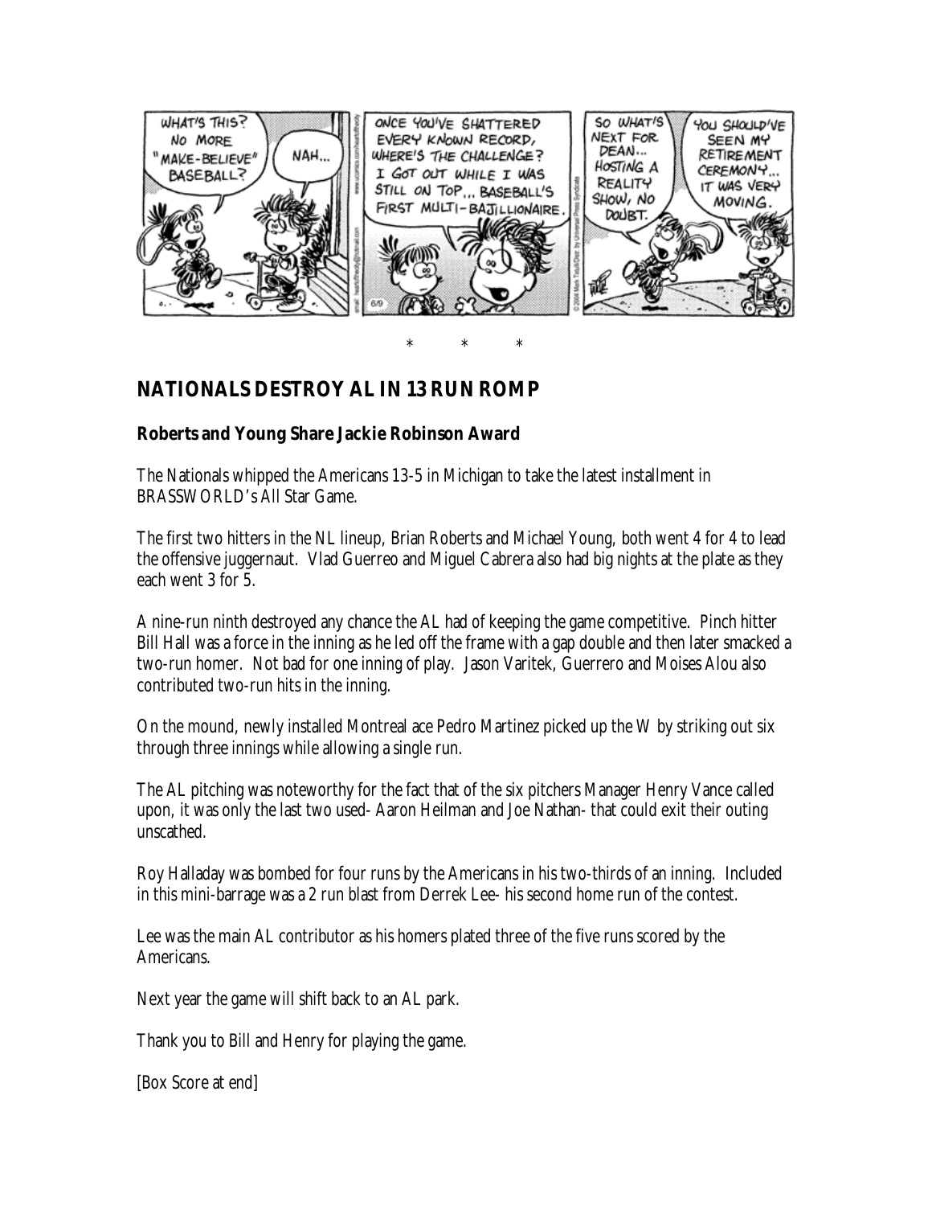\*   \*   \*

## NATIONALS DESTROY AL IN 13 RUN ROMP

### Roberts and Young Share Jackie Robinson Award

The Nationals whipped the Americans 13-5 in Michigan to take the latest installment in BRASSWORLD's All Star Game.

The first two hitters in the NL lineup, Brian Roberts and Michael Young, both went 4 for 4 to lead the offensive juggernaut. Vlad Guerreo and Miguel Cabrera also had big nights at the plate as they each went 3 for 5.

A nine-run ninth destroyed any chance the AL had of keeping the game competitive. Pinch hitter Bill Hall was a force in the inning as he led off the frame with a gap double and then later smacked a two-run homer. Not bad for one inning of play. Jason Varitek, Guerrero and Moises Alou also contributed two-run hits in the inning.

On the mound, newly installed Montreal ace Pedro Martinez picked up the W by striking out six through three innings while allowing a single run.

The AL pitching was noteworthy for the fact that of the six pitchers Manager Henry Vance called upon, it was only the last two used- Aaron Heilman and Joe Nathan- that could exit their outing unscathed.

Roy Halladay was bombed for four runs by the Americans in his two-thirds of an inning. Included in this mini-barrage was a 2 run blast from Derrek Lee- his second home run of the contest.

Lee was the main AL contributor as his homers plated three of the five runs scored by the Americans.

Next year the game will shift back to an AL park.

Thank you to Bill and Henry for playing the game.

[Box Score at end]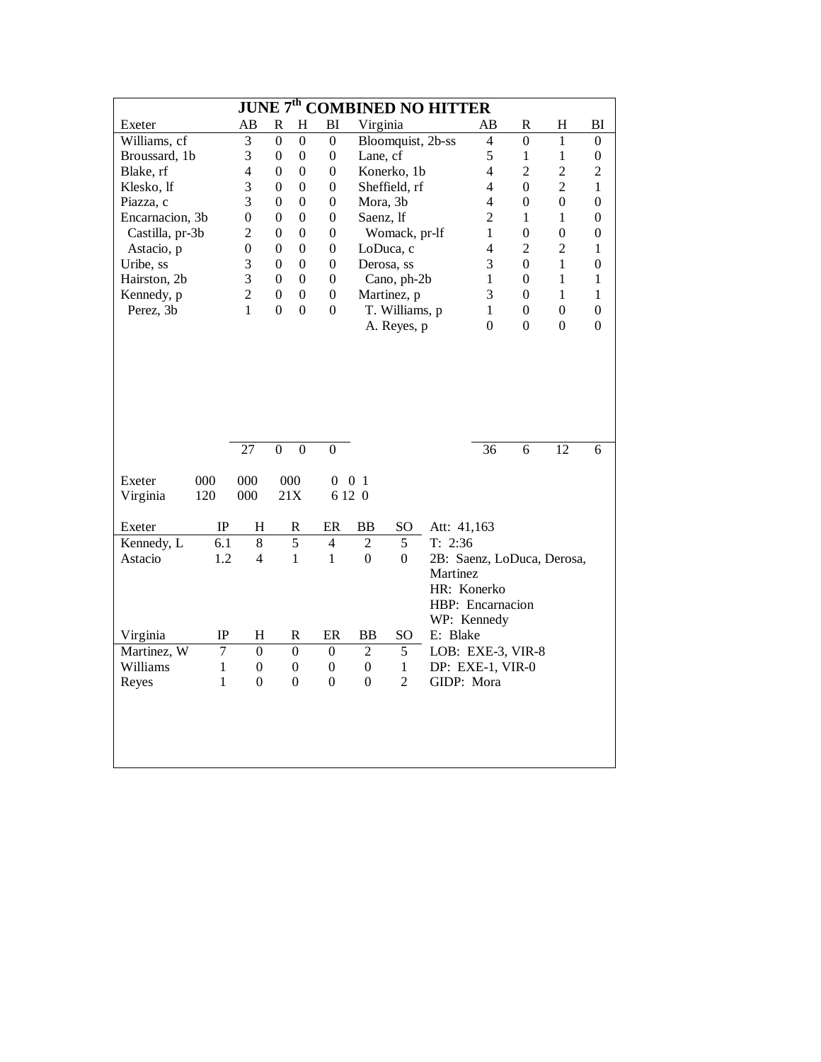## JUNE 7th COMBINED NO HITTER

| Exeter | AB | R | H | BI | Virginia | AB | R | H | BI |
|---|---|---|---|---|---|---|---|---|---|
| Williams, cf | 3 | 0 | 0 | 0 | Bloomquist, 2b-ss | 4 | 0 | 1 | 0 |
| Broussard, 1b | 3 | 0 | 0 | 0 | Lane, cf | 5 | 1 | 1 | 0 |
| Blake, rf | 4 | 0 | 0 | 0 | Konerko, 1b | 4 | 2 | 2 | 2 |
| Klesko, lf | 3 | 0 | 0 | 0 | Sheffield, rf | 4 | 0 | 2 | 1 |
| Piazza, c | 3 | 0 | 0 | 0 | Mora, 3b | 4 | 0 | 0 | 0 |
| Encarnacion, 3b | 0 | 0 | 0 | 0 | Saenz, lf | 2 | 1 | 1 | 0 |
| Castilla, pr-3b | 2 | 0 | 0 | 0 | Womack, pr-lf | 1 | 0 | 0 | 0 |
| Astacio, p | 0 | 0 | 0 | 0 | LoDuca, c | 4 | 2 | 2 | 1 |
| Uribe, ss | 3 | 0 | 0 | 0 | Derosa, ss | 3 | 0 | 1 | 0 |
| Hairston, 2b | 3 | 0 | 0 | 0 | Cano, ph-2b | 1 | 0 | 1 | 1 |
| Kennedy, p | 2 | 0 | 0 | 0 | Martinez, p | 3 | 0 | 1 | 1 |
| Perez, 3b | 1 | 0 | 0 | 0 | T. Williams, p | 1 | 0 | 0 | 0 |
| | | | | | A. Reyes, p | 0 | 0 | 0 | 0 |
| | 27 | 0 | 0 | 0 | | 36 | 6 | 12 | 6 |

| | | | | R | H | E |
|---|---|---|---|---|---|---|
| Exeter | 000 | 000 | 000 | 0 | 0 | 1 |
| Virginia | 120 | 000 | 21X | 6 | 12 | 0 |

| Exeter | IP | H | R | ER | BB | SO |
|---|---|---|---|---|---|---|
| Kennedy, L | 6.1 | 8 | 5 | 4 | 2 | 5 |
| Astacio | 1.2 | 4 | 1 | 1 | 0 | 0 |

| Virginia | IP | H | R | ER | BB | SO |
|---|---|---|---|---|---|---|
| Martinez, W | 7 | 0 | 0 | 0 | 2 | 5 |
| Williams | 1 | 0 | 0 | 0 | 0 | 1 |
| Reyes | 1 | 0 | 0 | 0 | 0 | 2 |

Att: 41,163
T: 2:36
2B: Saenz, LoDuca, Derosa, Martinez
HR: Konerko
HBP: Encarnacion
WP: Kennedy
E: Blake
LOB: EXE-3, VIR-8
DP: EXE-1, VIR-0
GIDP: Mora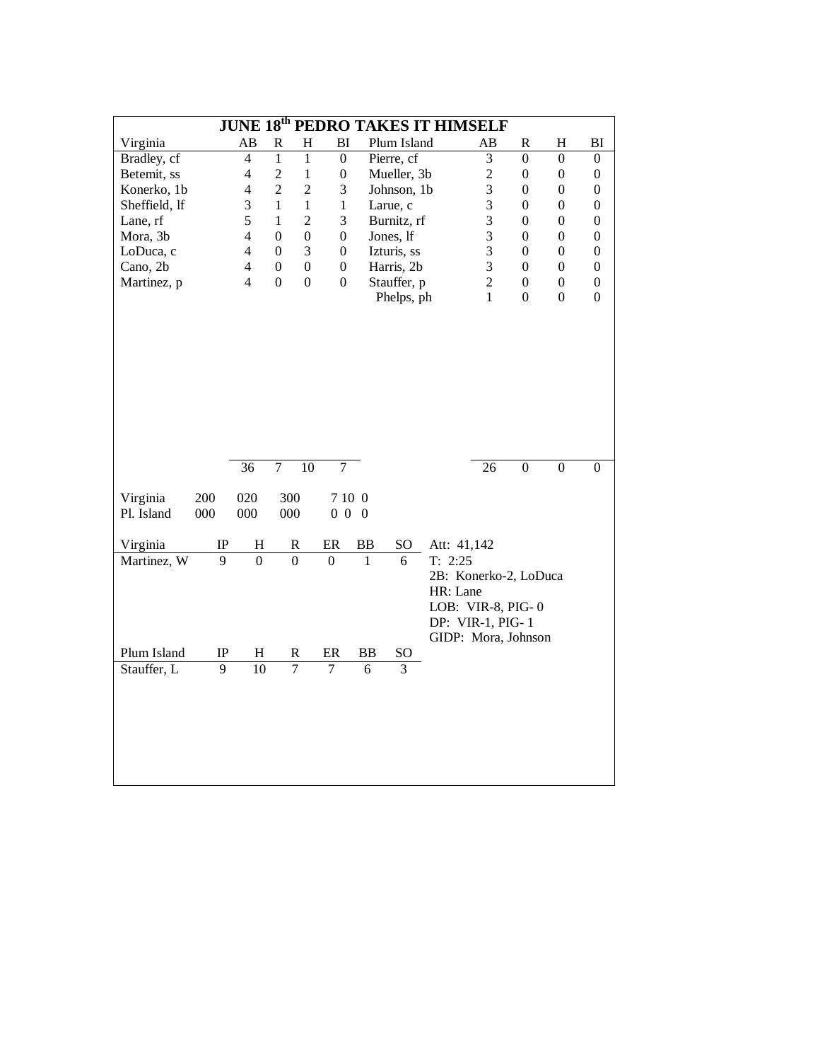## JUNE 18th PEDRO TAKES IT HIMSELF

| Virginia | AB | R | H | BI | Plum Island | AB | R | H | BI |
|---|---|---|---|---|---|---|---|---|---|
| Bradley, cf | 4 | 1 | 1 | 0 | Pierre, cf | 3 | 0 | 0 | 0 |
| Betemit, ss | 4 | 2 | 1 | 0 | Mueller, 3b | 2 | 0 | 0 | 0 |
| Konerko, 1b | 4 | 2 | 2 | 3 | Johnson, 1b | 3 | 0 | 0 | 0 |
| Sheffield, lf | 3 | 1 | 1 | 1 | Larue, c | 3 | 0 | 0 | 0 |
| Lane, rf | 5 | 1 | 2 | 3 | Burnitz, rf | 3 | 0 | 0 | 0 |
| Mora, 3b | 4 | 0 | 0 | 0 | Jones, lf | 3 | 0 | 0 | 0 |
| LoDuca, c | 4 | 0 | 3 | 0 | Izturis, ss | 3 | 0 | 0 | 0 |
| Cano, 2b | 4 | 0 | 0 | 0 | Harris, 2b | 3 | 0 | 0 | 0 |
| Martinez, p | 4 | 0 | 0 | 0 | Stauffer, p | 2 | 0 | 0 | 0 |
| | | | | | Phelps, ph | 1 | 0 | 0 | 0 |
| | 36 | 7 | 10 | 7 | | 26 | 0 | 0 | 0 |

| | | | | |
|---|---|---|---|---|
| Virginia | 200 | 020 | 300 | 7 10 0 |
| Pl. Island | 000 | 000 | 000 | 0 0 0 |

| Virginia | IP | H | R | ER | BB | SO |
|---|---|---|---|---|---|---|
| Martinez, W | 9 | 0 | 0 | 0 | 1 | 6 |

| Plum Island | IP | H | R | ER | BB | SO |
|---|---|---|---|---|---|---|
| Stauffer, L | 9 | 10 | 7 | 7 | 6 | 3 |

Att: 41,142
T: 2:25
2B: Konerko-2, LoDuca
HR: Lane
LOB: VIR-8, PIG- 0
DP: VIR-1, PIG- 1
GIDP: Mora, Johnson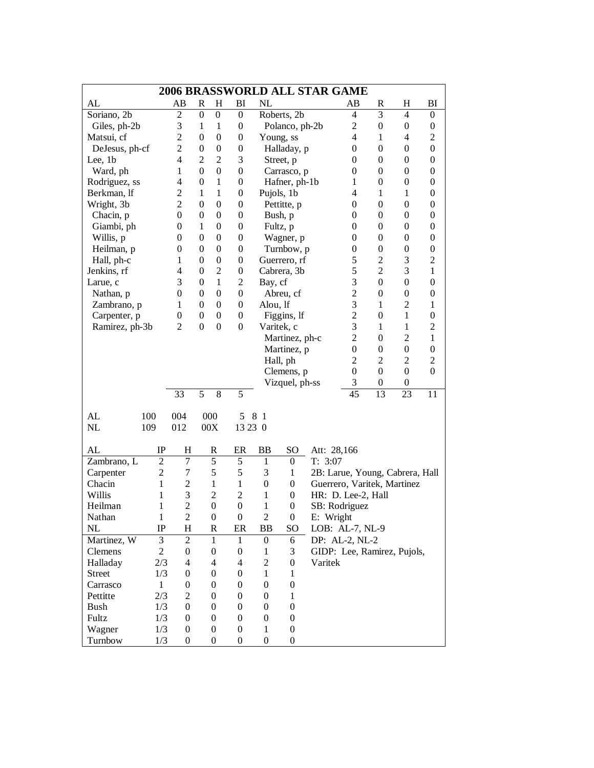# 2006 BRASSWORLD ALL STAR GAME

| AL | AB | R | H | BI | NL | AB | R | H | BI |
|---|---|---|---|---|---|---|---|---|---|
| Soriano, 2b | 2 | 0 | 0 | 0 | Roberts, 2b | 4 | 3 | 4 | 0 |
| Giles, ph-2b | 3 | 1 | 1 | 0 | Polanco, ph-2b | 2 | 0 | 0 | 0 |
| Matsui, cf | 2 | 0 | 0 | 0 | Young, ss | 4 | 1 | 4 | 2 |
| DeJesus, ph-cf | 2 | 0 | 0 | 0 | Halladay, p | 0 | 0 | 0 | 0 |
| Lee, 1b | 4 | 2 | 2 | 3 | Street, p | 0 | 0 | 0 | 0 |
| Ward, ph | 1 | 0 | 0 | 0 | Carrasco, p | 0 | 0 | 0 | 0 |
| Rodriguez, ss | 4 | 0 | 1 | 0 | Hafner, ph-1b | 1 | 0 | 0 | 0 |
| Berkman, lf | 2 | 1 | 1 | 0 | Pujols, 1b | 4 | 1 | 1 | 0 |
| Wright, 3b | 2 | 0 | 0 | 0 | Pettitte, p | 0 | 0 | 0 | 0 |
| Chacin, p | 0 | 0 | 0 | 0 | Bush, p | 0 | 0 | 0 | 0 |
| Giambi, ph | 0 | 1 | 0 | 0 | Fultz, p | 0 | 0 | 0 | 0 |
| Willis, p | 0 | 0 | 0 | 0 | Wagner, p | 0 | 0 | 0 | 0 |
| Heilman, p | 0 | 0 | 0 | 0 | Turnbow, p | 0 | 0 | 0 | 0 |
| Hall, ph-c | 1 | 0 | 0 | 0 | Guerrero, rf | 5 | 2 | 3 | 2 |
| Jenkins, rf | 4 | 0 | 2 | 0 | Cabrera, 3b | 5 | 2 | 3 | 1 |
| Larue, c | 3 | 0 | 1 | 2 | Bay, cf | 3 | 0 | 0 | 0 |
| Nathan, p | 0 | 0 | 0 | 0 | Abreu, cf | 2 | 0 | 0 | 0 |
| Zambrano, p | 1 | 0 | 0 | 0 | Alou, lf | 3 | 1 | 2 | 1 |
| Carpenter, p | 0 | 0 | 0 | 0 | Figgins, lf | 2 | 0 | 1 | 0 |
| Ramirez, ph-3b | 2 | 0 | 0 | 0 | Varitek, c | 3 | 1 | 1 | 2 |
| | | | | | Martinez, ph-c | 2 | 0 | 2 | 1 |
| | | | | | Martinez, p | 0 | 0 | 0 | 0 |
| | | | | | Hall, ph | 2 | 2 | 2 | 2 |
| | | | | | Clemens, p | 0 | 0 | 0 | 0 |
| | | | | | Vizquel, ph-ss | 3 | 0 | 0 | |
| | 33 | 5 | 8 | 5 | | 45 | 13 | 23 | 11 |

| | | | | R | H | E |
|---|---|---|---|---|---|---|
| AL | 100 | 004 | 000 | 5 | 8 | 1 |
| NL | 109 | 012 | 00X | 13 | 23 | 0 |

| AL | IP | H | R | ER | BB | SO |
|---|---|---|---|---|---|---|
| Zambrano, L | 2 | 7 | 5 | 5 | 1 | 0 |
| Carpenter | 2 | 7 | 5 | 5 | 3 | 1 |
| Chacin | 1 | 2 | 1 | 1 | 0 | 0 |
| Willis | 1 | 3 | 2 | 2 | 1 | 0 |
| Heilman | 1 | 2 | 0 | 0 | 1 | 0 |
| Nathan | 1 | 2 | 0 | 0 | 2 | 0 |
| **NL** | **IP** | **H** | **R** | **ER** | **BB** | **SO** |
| Martinez, W | 3 | 2 | 1 | 1 | 0 | 6 |
| Clemens | 2 | 0 | 0 | 0 | 1 | 3 |
| Halladay | 2/3 | 4 | 4 | 4 | 2 | 0 |
| Street | 1/3 | 0 | 0 | 0 | 1 | 1 |
| Carrasco | 1 | 0 | 0 | 0 | 0 | 0 |
| Pettitte | 2/3 | 2 | 0 | 0 | 0 | 1 |
| Bush | 1/3 | 0 | 0 | 0 | 0 | 0 |
| Fultz | 1/3 | 0 | 0 | 0 | 0 | 0 |
| Wagner | 1/3 | 0 | 0 | 0 | 1 | 0 |
| Turnbow | 1/3 | 0 | 0 | 0 | 0 | 0 |

Att: 28,166
T: 3:07
2B: Larue, Young, Cabrera, Hall Guerrero, Varitek, Martinez
HR: D. Lee-2, Hall
SB: Rodriguez
E: Wright
LOB: AL-7, NL-9
DP: AL-2, NL-2
GIDP: Lee, Ramirez, Pujols, Varitek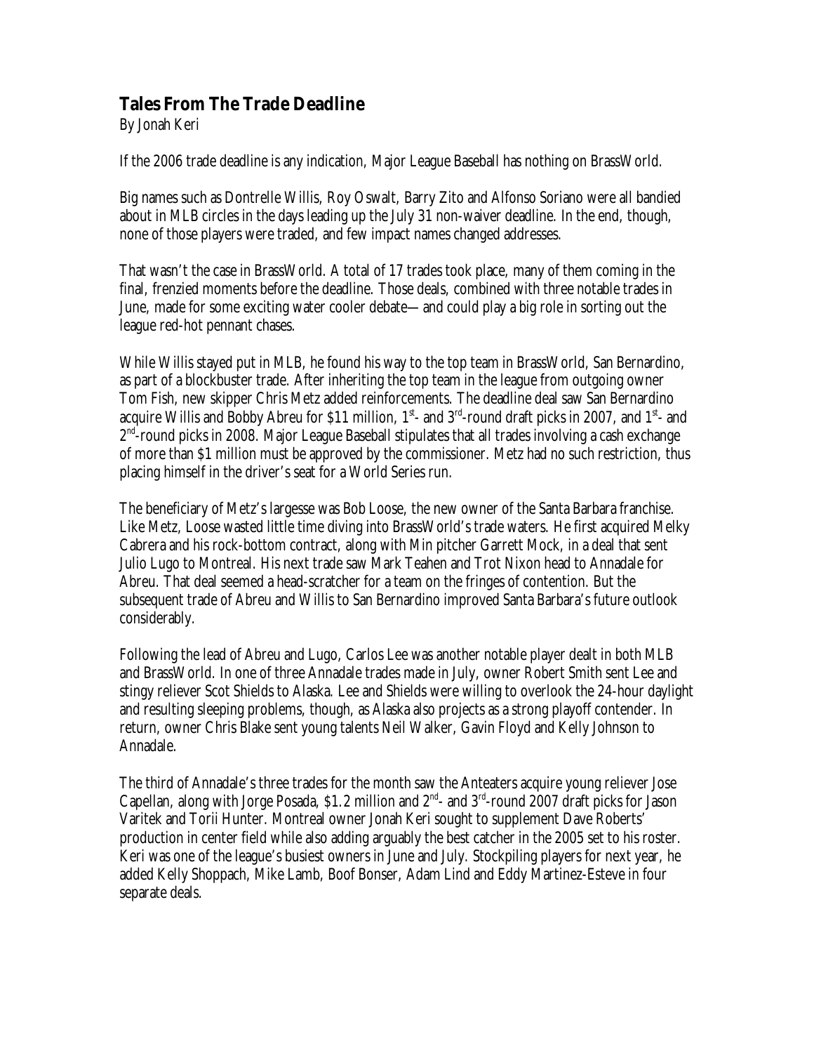## Tales From The Trade Deadline

By Jonah Keri

If the 2006 trade deadline is any indication, Major League Baseball has nothing on BrassWorld.

Big names such as Dontrelle Willis, Roy Oswalt, Barry Zito and Alfonso Soriano were all bandied about in MLB circles in the days leading up the July 31 non-waiver deadline. In the end, though, none of those players were traded, and few impact names changed addresses.

That wasn't the case in BrassWorld. A total of 17 trades took place, many of them coming in the final, frenzied moments before the deadline. Those deals, combined with three notable trades in June, made for some exciting water cooler debate—and could play a big role in sorting out the league red-hot pennant chases.

While Willis stayed put in MLB, he found his way to the top team in BrassWorld, San Bernardino, as part of a blockbuster trade. After inheriting the top team in the league from outgoing owner Tom Fish, new skipper Chris Metz added reinforcements. The deadline deal saw San Bernardino acquire Willis and Bobby Abreu for $11 million, 1st- and 3rd-round draft picks in 2007, and 1st- and 2nd-round picks in 2008. Major League Baseball stipulates that all trades involving a cash exchange of more than $1 million must be approved by the commissioner. Metz had no such restriction, thus placing himself in the driver's seat for a World Series run.

The beneficiary of Metz's largesse was Bob Loose, the new owner of the Santa Barbara franchise. Like Metz, Loose wasted little time diving into BrassWorld's trade waters. He first acquired Melky Cabrera and his rock-bottom contract, along with Min pitcher Garrett Mock, in a deal that sent Julio Lugo to Montreal. His next trade saw Mark Teahen and Trot Nixon head to Annadale for Abreu. That deal seemed a head-scratcher for a team on the fringes of contention. But the subsequent trade of Abreu and Willis to San Bernardino improved Santa Barbara's future outlook considerably.

Following the lead of Abreu and Lugo, Carlos Lee was another notable player dealt in both MLB and BrassWorld. In one of three Annadale trades made in July, owner Robert Smith sent Lee and stingy reliever Scot Shields to Alaska. Lee and Shields were willing to overlook the 24-hour daylight and resulting sleeping problems, though, as Alaska also projects as a strong playoff contender. In return, owner Chris Blake sent young talents Neil Walker, Gavin Floyd and Kelly Johnson to Annadale.

The third of Annadale's three trades for the month saw the Anteaters acquire young reliever Jose Capellan, along with Jorge Posada, $1.2 million and 2nd- and 3rd-round 2007 draft picks for Jason Varitek and Torii Hunter. Montreal owner Jonah Keri sought to supplement Dave Roberts' production in center field while also adding arguably the best catcher in the 2005 set to his roster. Keri was one of the league's busiest owners in June and July. Stockpiling players for next year, he added Kelly Shoppach, Mike Lamb, Boof Bonser, Adam Lind and Eddy Martinez-Esteve in four separate deals.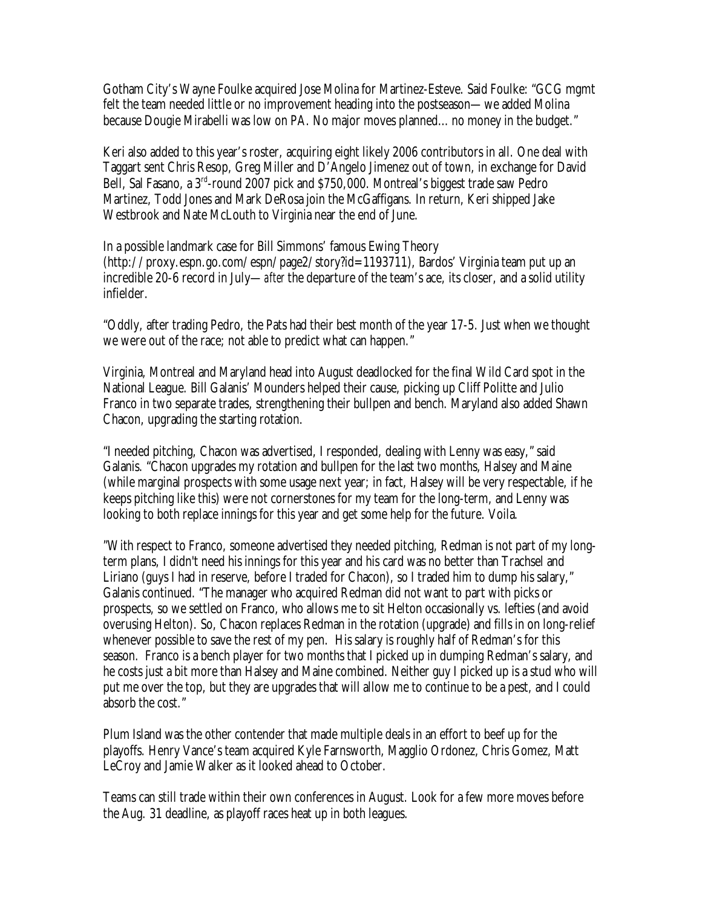Gotham City's Wayne Foulke acquired Jose Molina for Martinez-Esteve. Said Foulke: "GCG mgmt felt the team needed little or no improvement heading into the postseason—we added Molina because Dougie Mirabelli was low on PA. No major moves planned… no money in the budget."

Keri also added to this year's roster, acquiring eight likely 2006 contributors in all. One deal with Taggart sent Chris Resop, Greg Miller and D'Angelo Jimenez out of town, in exchange for David Bell, Sal Fasano, a 3rd-round 2007 pick and $750,000. Montreal's biggest trade saw Pedro Martinez, Todd Jones and Mark DeRosa join the McGaffigans. In return, Keri shipped Jake Westbrook and Nate McLouth to Virginia near the end of June.

In a possible landmark case for Bill Simmons' famous Ewing Theory (http://proxy.espn.go.com/espn/page2/story?id=1193711), Bardos' Virginia team put up an incredible 20-6 record in July—*after* the departure of the team's ace, its closer, and a solid utility infielder.

"Oddly, after trading Pedro, the Pats had their best month of the year 17-5. Just when we thought we were out of the race; not able to predict what can happen."

Virginia, Montreal and Maryland head into August deadlocked for the final Wild Card spot in the National League. Bill Galanis' Mounders helped their cause, picking up Cliff Politte and Julio Franco in two separate trades, strengthening their bullpen and bench. Maryland also added Shawn Chacon, upgrading the starting rotation.

"I needed pitching, Chacon was advertised, I responded, dealing with Lenny was easy," said Galanis. "Chacon upgrades my rotation and bullpen for the last two months, Halsey and Maine (while marginal prospects with some usage next year; in fact, Halsey will be very respectable, if he keeps pitching like this) were not cornerstones for my team for the long-term, and Lenny was looking to both replace innings for this year and get some help for the future. Voila.

"With respect to Franco, someone advertised they needed pitching, Redman is not part of my long-term plans, I didn't need his innings for this year and his card was no better than Trachsel and Liriano (guys I had in reserve, before I traded for Chacon), so I traded him to dump his salary," Galanis continued. "The manager who acquired Redman did not want to part with picks or prospects, so we settled on Franco, who allows me to sit Helton occasionally vs. lefties (and avoid overusing Helton). So, Chacon replaces Redman in the rotation (upgrade) and fills in on long-relief whenever possible to save the rest of my pen. His salary is roughly half of Redman's for this season. Franco is a bench player for two months that I picked up in dumping Redman's salary, and he costs just a bit more than Halsey and Maine combined. Neither guy I picked up is a stud who will put me over the top, but they are upgrades that will allow me to continue to be a pest, and I could absorb the cost."

Plum Island was the other contender that made multiple deals in an effort to beef up for the playoffs. Henry Vance's team acquired Kyle Farnsworth, Magglio Ordonez, Chris Gomez, Matt LeCroy and Jamie Walker as it looked ahead to October.

Teams can still trade within their own conferences in August. Look for a few more moves before the Aug. 31 deadline, as playoff races heat up in both leagues.